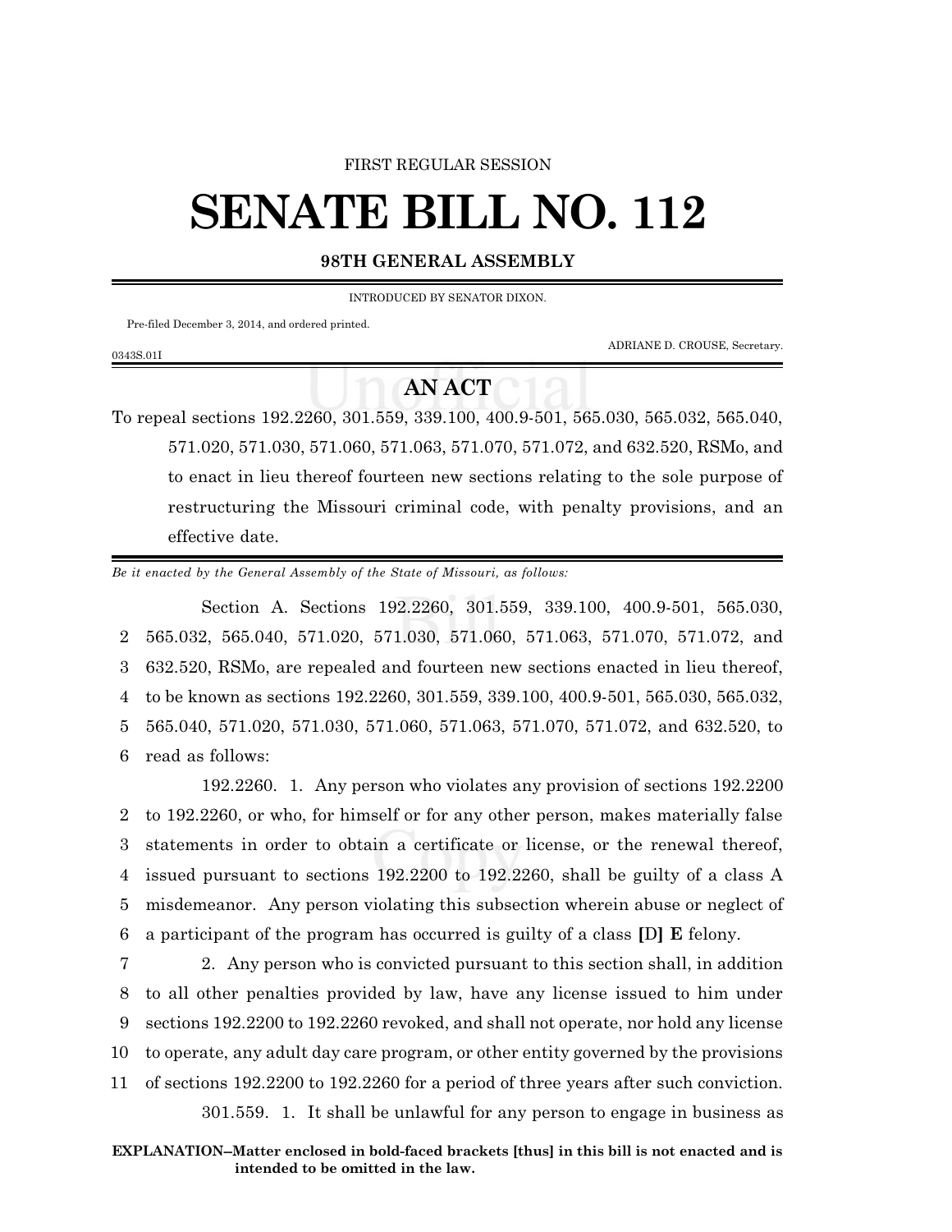FIRST REGULAR SESSION

# SENATE BILL NO. 112

**98TH GENERAL ASSEMBLY**

INTRODUCED BY SENATOR DIXON.

Pre-filed December 3, 2014, and ordered printed.

ADRIANE D. CROUSE, Secretary.

0343S.01I

## AN ACT

To repeal sections 192.2260, 301.559, 339.100, 400.9-501, 565.030, 565.032, 565.040, 571.020, 571.030, 571.060, 571.063, 571.070, 571.072, and 632.520, RSMo, and to enact in lieu thereof fourteen new sections relating to the sole purpose of restructuring the Missouri criminal code, with penalty provisions, and an effective date.

*Be it enacted by the General Assembly of the State of Missouri, as follows:*

Section A. Sections 192.2260, 301.559, 339.100, 400.9-501, 565.030, 565.032, 565.040, 571.020, 571.030, 571.060, 571.063, 571.070, 571.072, and 632.520, RSMo, are repealed and fourteen new sections enacted in lieu thereof, to be known as sections 192.2260, 301.559, 339.100, 400.9-501, 565.030, 565.032, 565.040, 571.020, 571.030, 571.060, 571.063, 571.070, 571.072, and 632.520, to read as follows:

192.2260. 1. Any person who violates any provision of sections 192.2200 to 192.2260, or who, for himself or for any other person, makes materially false statements in order to obtain a certificate or license, or the renewal thereof, issued pursuant to sections 192.2200 to 192.2260, shall be guilty of a class A misdemeanor. Any person violating this subsection wherein abuse or neglect of a participant of the program has occurred is guilty of a class **[D]** **E** felony.

2. Any person who is convicted pursuant to this section shall, in addition to all other penalties provided by law, have any license issued to him under sections 192.2200 to 192.2260 revoked, and shall not operate, nor hold any license to operate, any adult day care program, or other entity governed by the provisions of sections 192.2200 to 192.2260 for a period of three years after such conviction.

301.559. 1. It shall be unlawful for any person to engage in business as

**EXPLANATION–Matter enclosed in bold-faced brackets [thus] in this bill is not enacted and is intended to be omitted in the law.**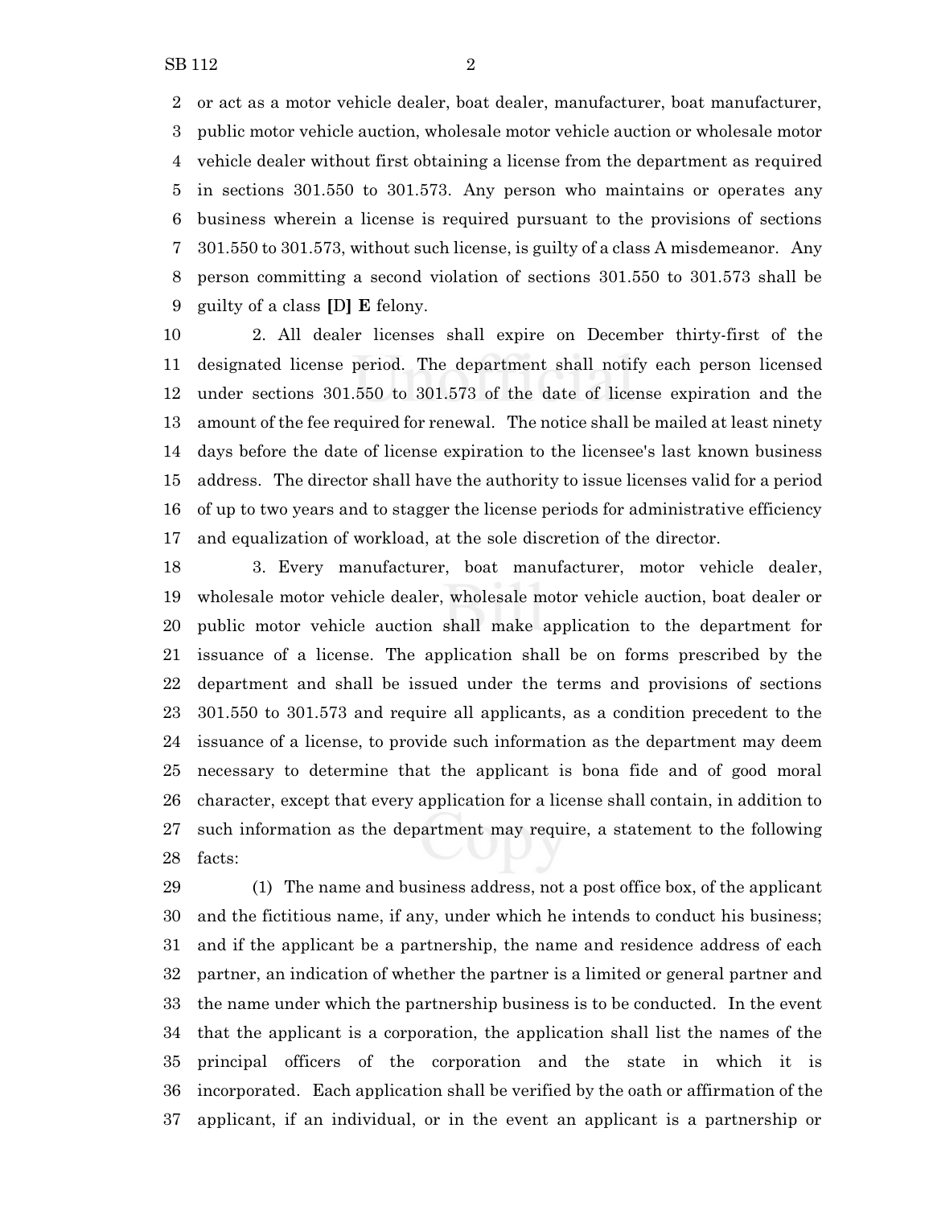or act as a motor vehicle dealer, boat dealer, manufacturer, boat manufacturer, public motor vehicle auction, wholesale motor vehicle auction or wholesale motor vehicle dealer without first obtaining a license from the department as required in sections 301.550 to 301.573. Any person who maintains or operates any business wherein a license is required pursuant to the provisions of sections 301.550 to 301.573, without such license, is guilty of a class A misdemeanor. Any person committing a second violation of sections 301.550 to 301.573 shall be guilty of a class **[**D**] E** felony.

2. All dealer licenses shall expire on December thirty-first of the designated license period. The department shall notify each person licensed under sections 301.550 to 301.573 of the date of license expiration and the amount of the fee required for renewal. The notice shall be mailed at least ninety days before the date of license expiration to the licensee's last known business address. The director shall have the authority to issue licenses valid for a period of up to two years and to stagger the license periods for administrative efficiency and equalization of workload, at the sole discretion of the director.

3. Every manufacturer, boat manufacturer, motor vehicle dealer, wholesale motor vehicle dealer, wholesale motor vehicle auction, boat dealer or public motor vehicle auction shall make application to the department for issuance of a license. The application shall be on forms prescribed by the department and shall be issued under the terms and provisions of sections 301.550 to 301.573 and require all applicants, as a condition precedent to the issuance of a license, to provide such information as the department may deem necessary to determine that the applicant is bona fide and of good moral character, except that every application for a license shall contain, in addition to such information as the department may require, a statement to the following facts:

(1) The name and business address, not a post office box, of the applicant and the fictitious name, if any, under which he intends to conduct his business; and if the applicant be a partnership, the name and residence address of each partner, an indication of whether the partner is a limited or general partner and the name under which the partnership business is to be conducted. In the event that the applicant is a corporation, the application shall list the names of the principal officers of the corporation and the state in which it is incorporated. Each application shall be verified by the oath or affirmation of the applicant, if an individual, or in the event an applicant is a partnership or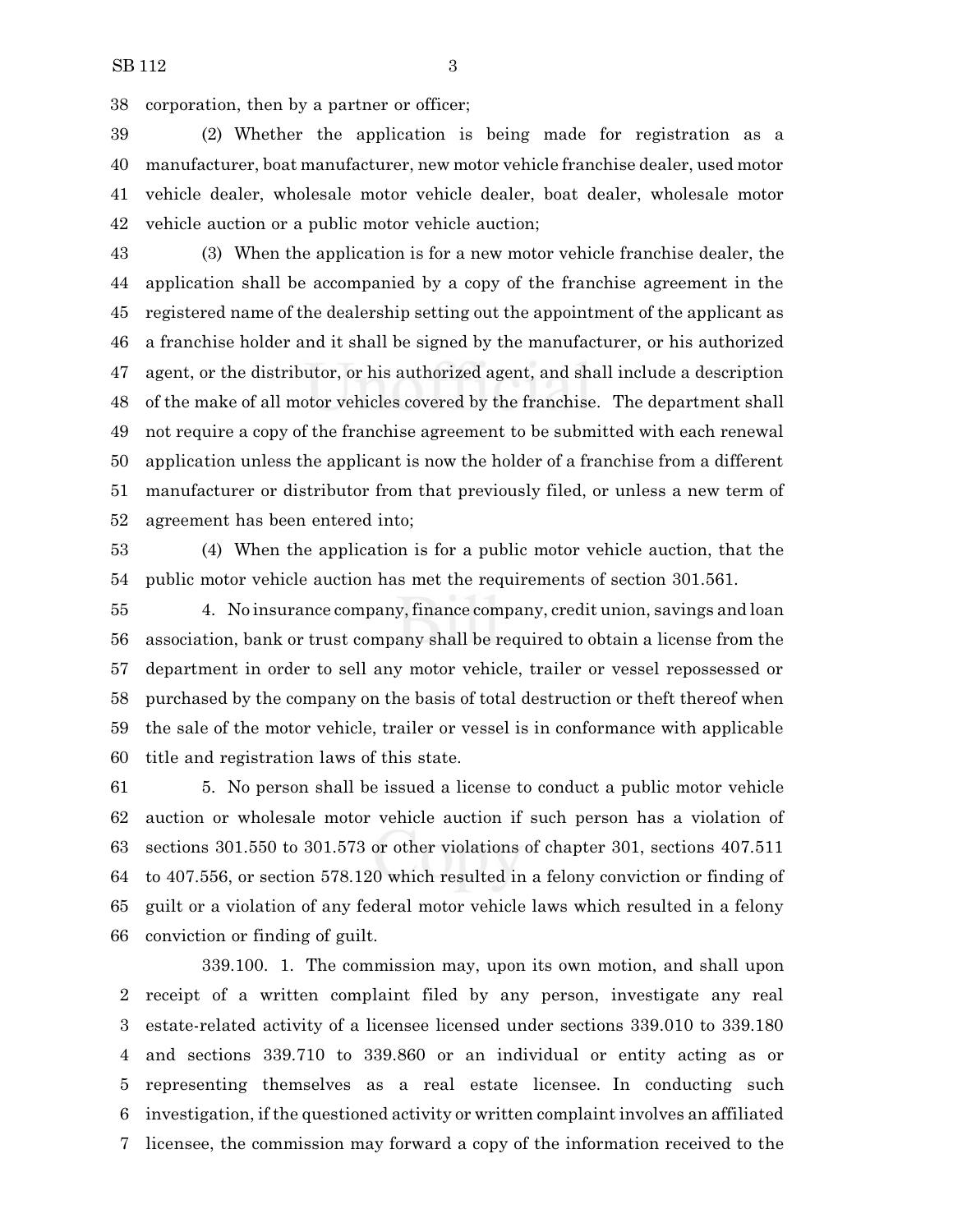corporation, then by a partner or officer;

(2) Whether the application is being made for registration as a manufacturer, boat manufacturer, new motor vehicle franchise dealer, used motor vehicle dealer, wholesale motor vehicle dealer, boat dealer, wholesale motor vehicle auction or a public motor vehicle auction;

(3) When the application is for a new motor vehicle franchise dealer, the application shall be accompanied by a copy of the franchise agreement in the registered name of the dealership setting out the appointment of the applicant as a franchise holder and it shall be signed by the manufacturer, or his authorized agent, or the distributor, or his authorized agent, and shall include a description of the make of all motor vehicles covered by the franchise. The department shall not require a copy of the franchise agreement to be submitted with each renewal application unless the applicant is now the holder of a franchise from a different manufacturer or distributor from that previously filed, or unless a new term of agreement has been entered into;

(4) When the application is for a public motor vehicle auction, that the public motor vehicle auction has met the requirements of section 301.561.

4. No insurance company, finance company, credit union, savings and loan association, bank or trust company shall be required to obtain a license from the department in order to sell any motor vehicle, trailer or vessel repossessed or purchased by the company on the basis of total destruction or theft thereof when the sale of the motor vehicle, trailer or vessel is in conformance with applicable title and registration laws of this state.

5. No person shall be issued a license to conduct a public motor vehicle auction or wholesale motor vehicle auction if such person has a violation of sections 301.550 to 301.573 or other violations of chapter 301, sections 407.511 to 407.556, or section 578.120 which resulted in a felony conviction or finding of guilt or a violation of any federal motor vehicle laws which resulted in a felony conviction or finding of guilt.

339.100. 1. The commission may, upon its own motion, and shall upon receipt of a written complaint filed by any person, investigate any real estate-related activity of a licensee licensed under sections 339.010 to 339.180 and sections 339.710 to 339.860 or an individual or entity acting as or representing themselves as a real estate licensee. In conducting such investigation, if the questioned activity or written complaint involves an affiliated licensee, the commission may forward a copy of the information received to the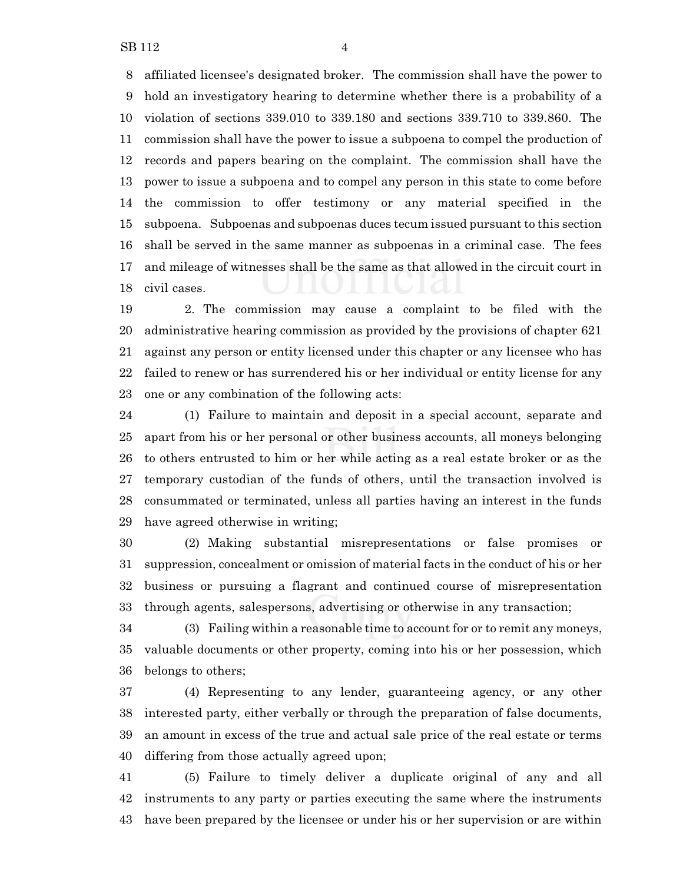affiliated licensee's designated broker. The commission shall have the power to hold an investigatory hearing to determine whether there is a probability of a violation of sections 339.010 to 339.180 and sections 339.710 to 339.860. The commission shall have the power to issue a subpoena to compel the production of records and papers bearing on the complaint. The commission shall have the power to issue a subpoena and to compel any person in this state to come before the commission to offer testimony or any material specified in the subpoena. Subpoenas and subpoenas duces tecum issued pursuant to this section shall be served in the same manner as subpoenas in a criminal case. The fees and mileage of witnesses shall be the same as that allowed in the circuit court in civil cases.

2. The commission may cause a complaint to be filed with the administrative hearing commission as provided by the provisions of chapter 621 against any person or entity licensed under this chapter or any licensee who has failed to renew or has surrendered his or her individual or entity license for any one or any combination of the following acts:

(1) Failure to maintain and deposit in a special account, separate and apart from his or her personal or other business accounts, all moneys belonging to others entrusted to him or her while acting as a real estate broker or as the temporary custodian of the funds of others, until the transaction involved is consummated or terminated, unless all parties having an interest in the funds have agreed otherwise in writing;

(2) Making substantial misrepresentations or false promises or suppression, concealment or omission of material facts in the conduct of his or her business or pursuing a flagrant and continued course of misrepresentation through agents, salespersons, advertising or otherwise in any transaction;

(3) Failing within a reasonable time to account for or to remit any moneys, valuable documents or other property, coming into his or her possession, which belongs to others;

(4) Representing to any lender, guaranteeing agency, or any other interested party, either verbally or through the preparation of false documents, an amount in excess of the true and actual sale price of the real estate or terms differing from those actually agreed upon;

(5) Failure to timely deliver a duplicate original of any and all instruments to any party or parties executing the same where the instruments have been prepared by the licensee or under his or her supervision or are within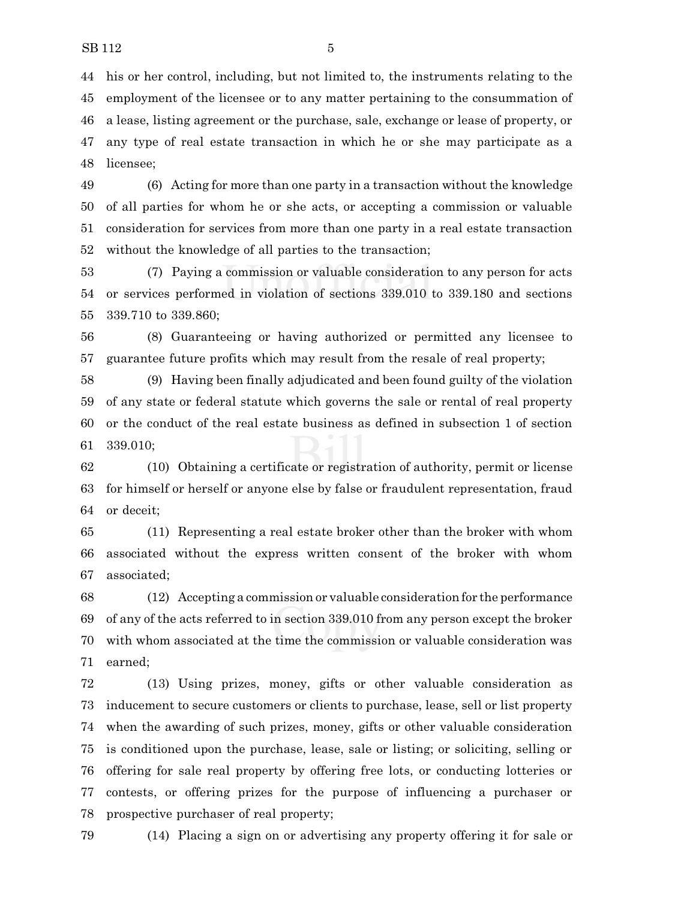his or her control, including, but not limited to, the instruments relating to the employment of the licensee or to any matter pertaining to the consummation of a lease, listing agreement or the purchase, sale, exchange or lease of property, or any type of real estate transaction in which he or she may participate as a licensee;

(6) Acting for more than one party in a transaction without the knowledge of all parties for whom he or she acts, or accepting a commission or valuable consideration for services from more than one party in a real estate transaction without the knowledge of all parties to the transaction;

(7) Paying a commission or valuable consideration to any person for acts or services performed in violation of sections 339.010 to 339.180 and sections 339.710 to 339.860;

(8) Guaranteeing or having authorized or permitted any licensee to guarantee future profits which may result from the resale of real property;

(9) Having been finally adjudicated and been found guilty of the violation of any state or federal statute which governs the sale or rental of real property or the conduct of the real estate business as defined in subsection 1 of section 339.010;

(10) Obtaining a certificate or registration of authority, permit or license for himself or herself or anyone else by false or fraudulent representation, fraud or deceit;

(11) Representing a real estate broker other than the broker with whom associated without the express written consent of the broker with whom associated;

(12) Accepting a commission or valuable consideration for the performance of any of the acts referred to in section 339.010 from any person except the broker with whom associated at the time the commission or valuable consideration was earned;

(13) Using prizes, money, gifts or other valuable consideration as inducement to secure customers or clients to purchase, lease, sell or list property when the awarding of such prizes, money, gifts or other valuable consideration is conditioned upon the purchase, lease, sale or listing; or soliciting, selling or offering for sale real property by offering free lots, or conducting lotteries or contests, or offering prizes for the purpose of influencing a purchaser or prospective purchaser of real property;

(14) Placing a sign on or advertising any property offering it for sale or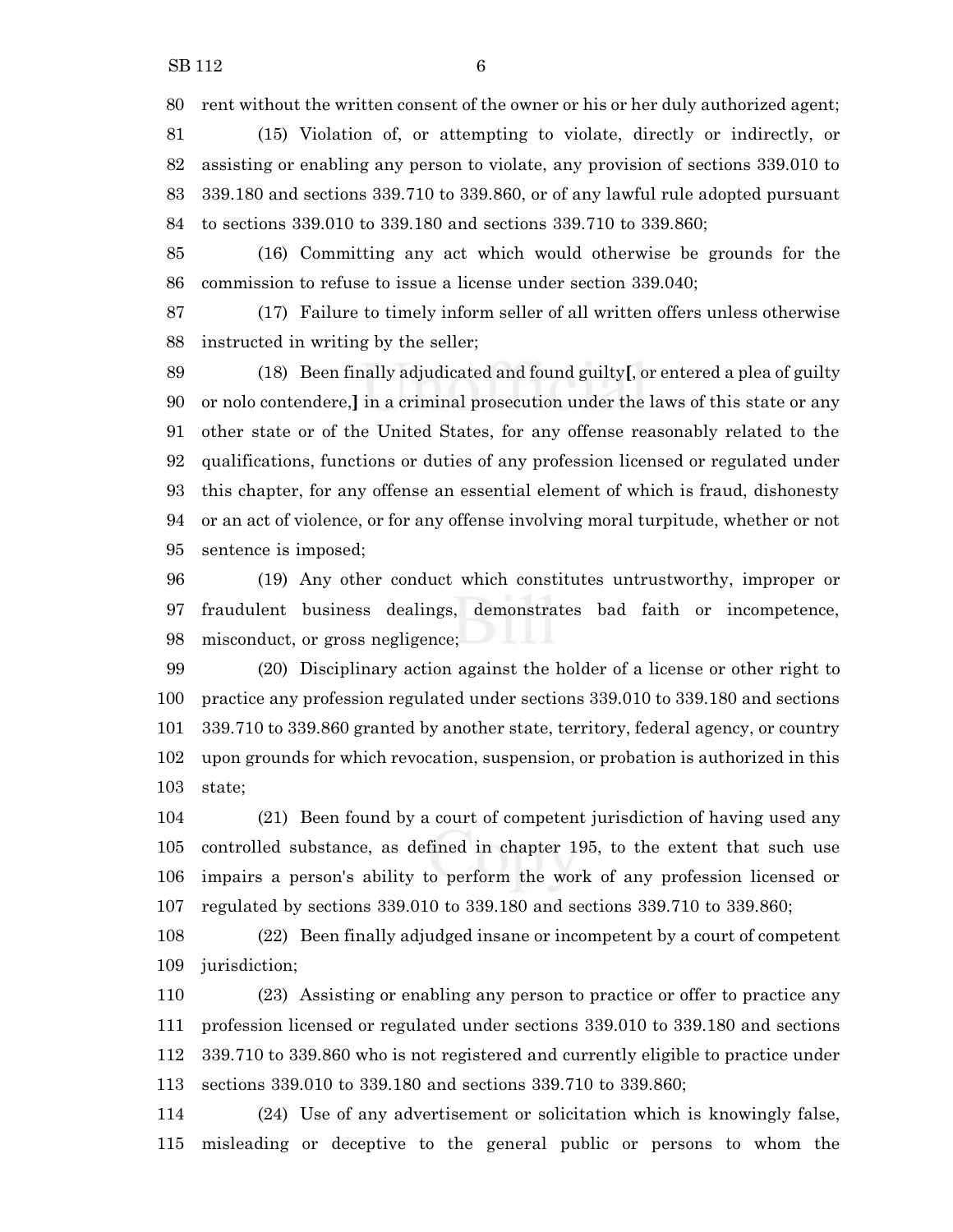rent without the written consent of the owner or his or her duly authorized agent;

(15) Violation of, or attempting to violate, directly or indirectly, or assisting or enabling any person to violate, any provision of sections 339.010 to 339.180 and sections 339.710 to 339.860, or of any lawful rule adopted pursuant to sections 339.010 to 339.180 and sections 339.710 to 339.860;

(16) Committing any act which would otherwise be grounds for the commission to refuse to issue a license under section 339.040;

(17) Failure to timely inform seller of all written offers unless otherwise instructed in writing by the seller;

(18) Been finally adjudicated and found guilty**[**, or entered a plea of guilty or nolo contendere,**]** in a criminal prosecution under the laws of this state or any other state or of the United States, for any offense reasonably related to the qualifications, functions or duties of any profession licensed or regulated under this chapter, for any offense an essential element of which is fraud, dishonesty or an act of violence, or for any offense involving moral turpitude, whether or not sentence is imposed;

(19) Any other conduct which constitutes untrustworthy, improper or fraudulent business dealings, demonstrates bad faith or incompetence, misconduct, or gross negligence;

(20) Disciplinary action against the holder of a license or other right to practice any profession regulated under sections 339.010 to 339.180 and sections 339.710 to 339.860 granted by another state, territory, federal agency, or country upon grounds for which revocation, suspension, or probation is authorized in this state;

(21) Been found by a court of competent jurisdiction of having used any controlled substance, as defined in chapter 195, to the extent that such use impairs a person's ability to perform the work of any profession licensed or regulated by sections 339.010 to 339.180 and sections 339.710 to 339.860;

(22) Been finally adjudged insane or incompetent by a court of competent jurisdiction;

(23) Assisting or enabling any person to practice or offer to practice any profession licensed or regulated under sections 339.010 to 339.180 and sections 339.710 to 339.860 who is not registered and currently eligible to practice under sections 339.010 to 339.180 and sections 339.710 to 339.860;

(24) Use of any advertisement or solicitation which is knowingly false, misleading or deceptive to the general public or persons to whom the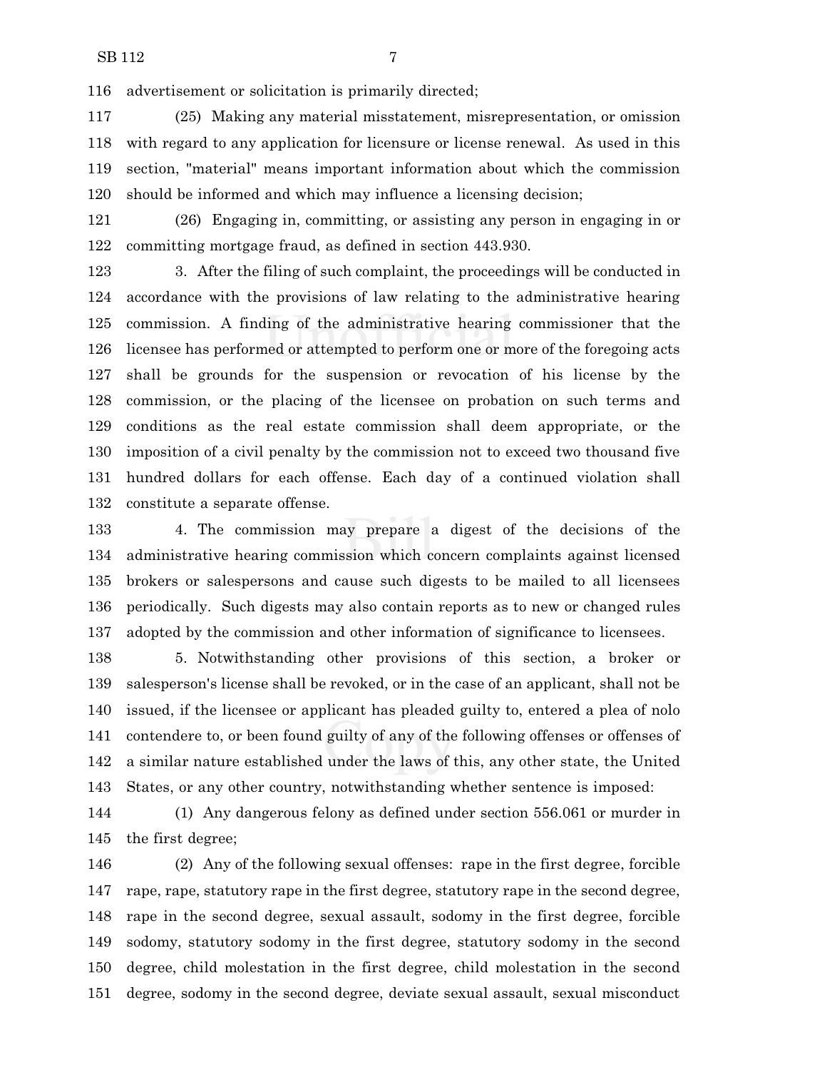advertisement or solicitation is primarily directed;

(25) Making any material misstatement, misrepresentation, or omission with regard to any application for licensure or license renewal. As used in this section, "material" means important information about which the commission should be informed and which may influence a licensing decision;

(26) Engaging in, committing, or assisting any person in engaging in or committing mortgage fraud, as defined in section 443.930.

3. After the filing of such complaint, the proceedings will be conducted in accordance with the provisions of law relating to the administrative hearing commission. A finding of the administrative hearing commissioner that the licensee has performed or attempted to perform one or more of the foregoing acts shall be grounds for the suspension or revocation of his license by the commission, or the placing of the licensee on probation on such terms and conditions as the real estate commission shall deem appropriate, or the imposition of a civil penalty by the commission not to exceed two thousand five hundred dollars for each offense. Each day of a continued violation shall constitute a separate offense.

4. The commission may prepare a digest of the decisions of the administrative hearing commission which concern complaints against licensed brokers or salespersons and cause such digests to be mailed to all licensees periodically. Such digests may also contain reports as to new or changed rules adopted by the commission and other information of significance to licensees.

5. Notwithstanding other provisions of this section, a broker or salesperson's license shall be revoked, or in the case of an applicant, shall not be issued, if the licensee or applicant has pleaded guilty to, entered a plea of nolo contendere to, or been found guilty of any of the following offenses or offenses of a similar nature established under the laws of this, any other state, the United States, or any other country, notwithstanding whether sentence is imposed:

(1) Any dangerous felony as defined under section 556.061 or murder in the first degree;

(2) Any of the following sexual offenses: rape in the first degree, forcible rape, rape, statutory rape in the first degree, statutory rape in the second degree, rape in the second degree, sexual assault, sodomy in the first degree, forcible sodomy, statutory sodomy in the first degree, statutory sodomy in the second degree, child molestation in the first degree, child molestation in the second degree, sodomy in the second degree, deviate sexual assault, sexual misconduct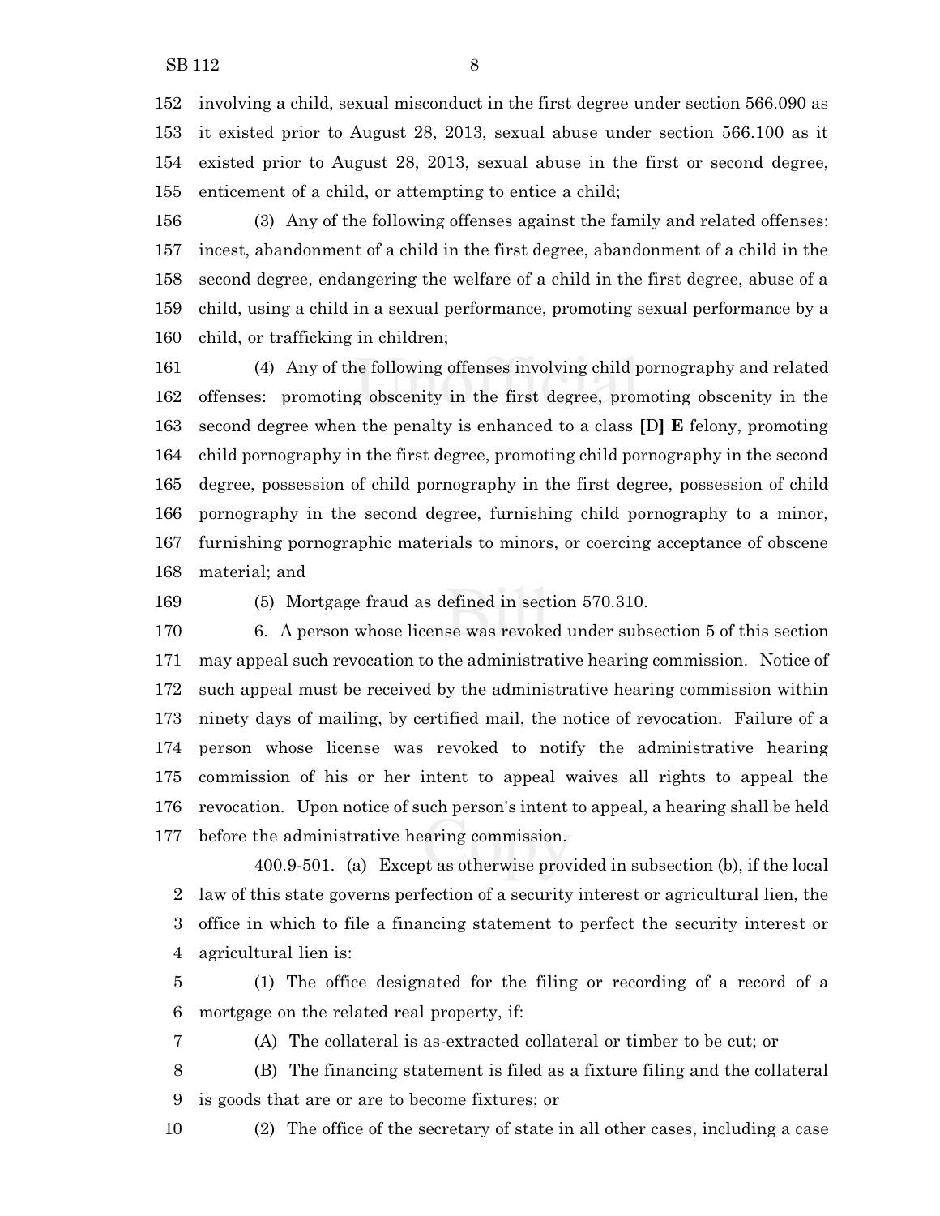involving a child, sexual misconduct in the first degree under section 566.090 as it existed prior to August 28, 2013, sexual abuse under section 566.100 as it existed prior to August 28, 2013, sexual abuse in the first or second degree, enticement of a child, or attempting to entice a child;

(3) Any of the following offenses against the family and related offenses: incest, abandonment of a child in the first degree, abandonment of a child in the second degree, endangering the welfare of a child in the first degree, abuse of a child, using a child in a sexual performance, promoting sexual performance by a child, or trafficking in children;

(4) Any of the following offenses involving child pornography and related offenses: promoting obscenity in the first degree, promoting obscenity in the second degree when the penalty is enhanced to a class [D] **E** felony, promoting child pornography in the first degree, promoting child pornography in the second degree, possession of child pornography in the first degree, possession of child pornography in the second degree, furnishing child pornography to a minor, furnishing pornographic materials to minors, or coercing acceptance of obscene material; and

(5) Mortgage fraud as defined in section 570.310.

6. A person whose license was revoked under subsection 5 of this section may appeal such revocation to the administrative hearing commission. Notice of such appeal must be received by the administrative hearing commission within ninety days of mailing, by certified mail, the notice of revocation. Failure of a person whose license was revoked to notify the administrative hearing commission of his or her intent to appeal waives all rights to appeal the revocation. Upon notice of such person's intent to appeal, a hearing shall be held before the administrative hearing commission.

400.9-501. (a) Except as otherwise provided in subsection (b), if the local law of this state governs perfection of a security interest or agricultural lien, the office in which to file a financing statement to perfect the security interest or agricultural lien is:

(1) The office designated for the filing or recording of a record of a mortgage on the related real property, if:

(A) The collateral is as-extracted collateral or timber to be cut; or

(B) The financing statement is filed as a fixture filing and the collateral is goods that are or are to become fixtures; or

(2) The office of the secretary of state in all other cases, including a case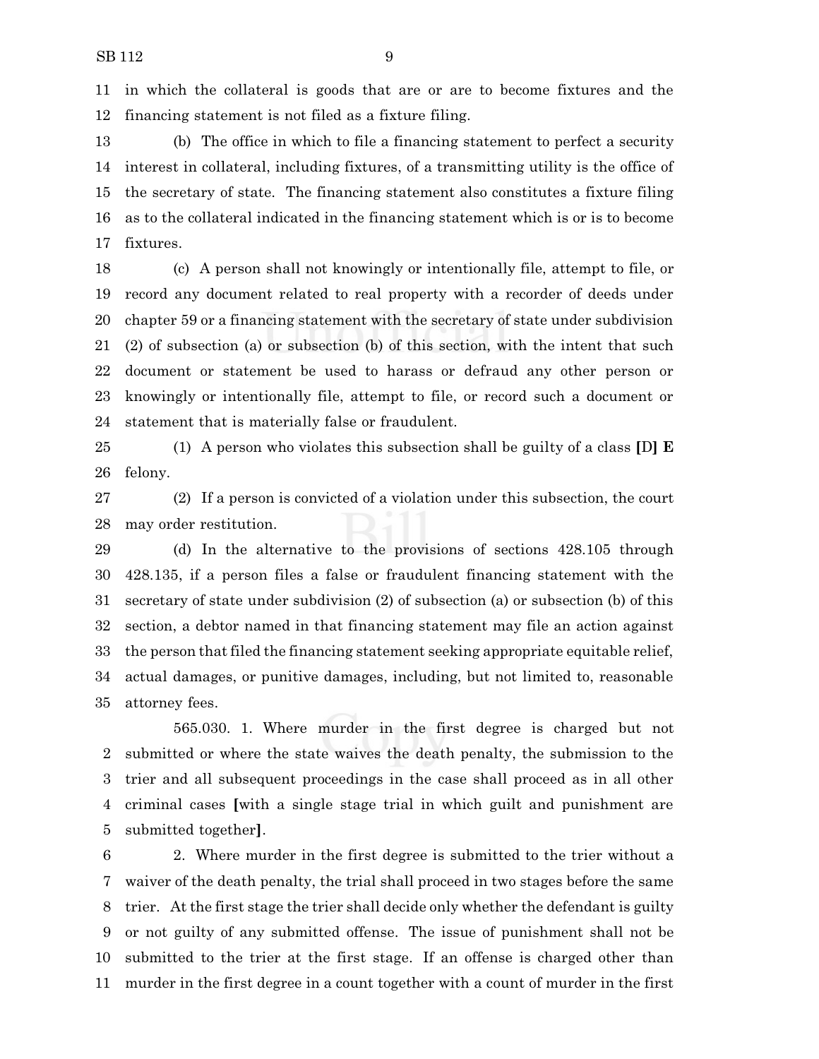in which the collateral is goods that are or are to become fixtures and the financing statement is not filed as a fixture filing.

(b) The office in which to file a financing statement to perfect a security interest in collateral, including fixtures, of a transmitting utility is the office of the secretary of state. The financing statement also constitutes a fixture filing as to the collateral indicated in the financing statement which is or is to become fixtures.

(c) A person shall not knowingly or intentionally file, attempt to file, or record any document related to real property with a recorder of deeds under chapter 59 or a financing statement with the secretary of state under subdivision (2) of subsection (a) or subsection (b) of this section, with the intent that such document or statement be used to harass or defraud any other person or knowingly or intentionally file, attempt to file, or record such a document or statement that is materially false or fraudulent.

(1) A person who violates this subsection shall be guilty of a class **[**D**] E** felony.

(2) If a person is convicted of a violation under this subsection, the court may order restitution.

(d) In the alternative to the provisions of sections 428.105 through 428.135, if a person files a false or fraudulent financing statement with the secretary of state under subdivision (2) of subsection (a) or subsection (b) of this section, a debtor named in that financing statement may file an action against the person that filed the financing statement seeking appropriate equitable relief, actual damages, or punitive damages, including, but not limited to, reasonable attorney fees.

565.030. 1. Where murder in the first degree is charged but not submitted or where the state waives the death penalty, the submission to the trier and all subsequent proceedings in the case shall proceed as in all other criminal cases **[**with a single stage trial in which guilt and punishment are submitted together**]**.

2. Where murder in the first degree is submitted to the trier without a waiver of the death penalty, the trial shall proceed in two stages before the same trier. At the first stage the trier shall decide only whether the defendant is guilty or not guilty of any submitted offense. The issue of punishment shall not be submitted to the trier at the first stage. If an offense is charged other than murder in the first degree in a count together with a count of murder in the first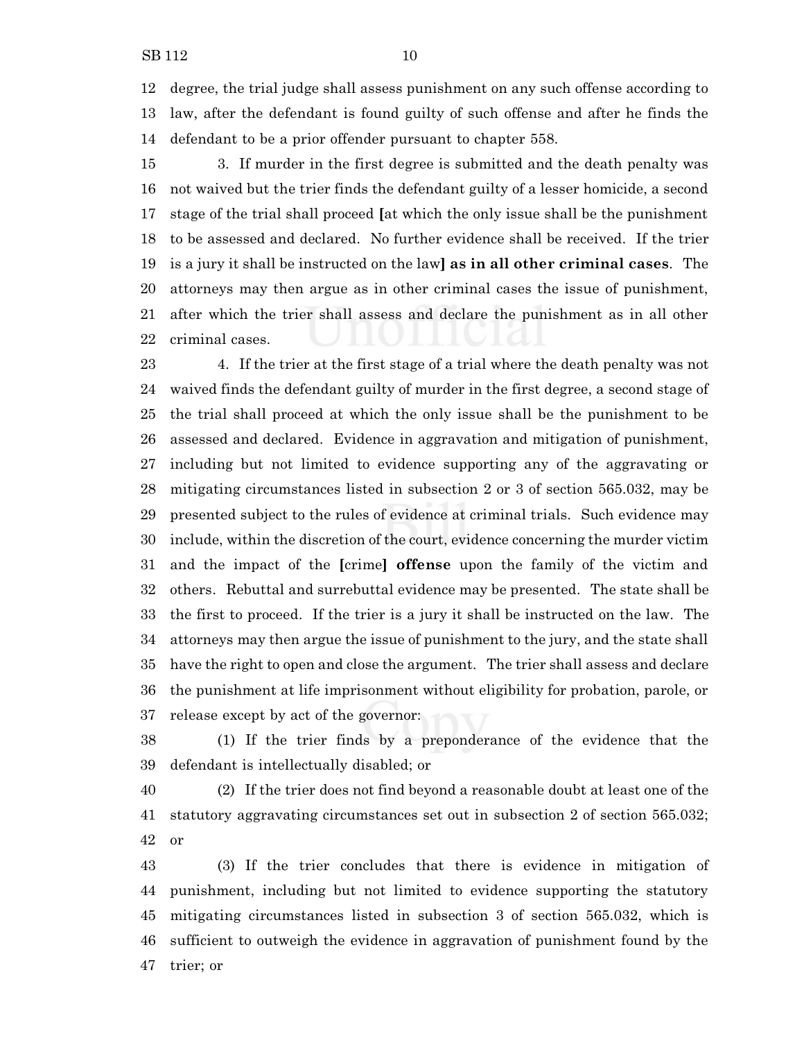degree, the trial judge shall assess punishment on any such offense according to law, after the defendant is found guilty of such offense and after he finds the defendant to be a prior offender pursuant to chapter 558.

3. If murder in the first degree is submitted and the death penalty was not waived but the trier finds the defendant guilty of a lesser homicide, a second stage of the trial shall proceed **[**at which the only issue shall be the punishment to be assessed and declared. No further evidence shall be received. If the trier is a jury it shall be instructed on the law**] as in all other criminal cases**. The attorneys may then argue as in other criminal cases the issue of punishment, after which the trier shall assess and declare the punishment as in all other criminal cases.

4. If the trier at the first stage of a trial where the death penalty was not waived finds the defendant guilty of murder in the first degree, a second stage of the trial shall proceed at which the only issue shall be the punishment to be assessed and declared. Evidence in aggravation and mitigation of punishment, including but not limited to evidence supporting any of the aggravating or mitigating circumstances listed in subsection 2 or 3 of section 565.032, may be presented subject to the rules of evidence at criminal trials. Such evidence may include, within the discretion of the court, evidence concerning the murder victim and the impact of the **[**crime**] offense** upon the family of the victim and others. Rebuttal and surrebuttal evidence may be presented. The state shall be the first to proceed. If the trier is a jury it shall be instructed on the law. The attorneys may then argue the issue of punishment to the jury, and the state shall have the right to open and close the argument. The trier shall assess and declare the punishment at life imprisonment without eligibility for probation, parole, or release except by act of the governor:

(1) If the trier finds by a preponderance of the evidence that the defendant is intellectually disabled; or

(2) If the trier does not find beyond a reasonable doubt at least one of the statutory aggravating circumstances set out in subsection 2 of section 565.032; or

(3) If the trier concludes that there is evidence in mitigation of punishment, including but not limited to evidence supporting the statutory mitigating circumstances listed in subsection 3 of section 565.032, which is sufficient to outweigh the evidence in aggravation of punishment found by the trier; or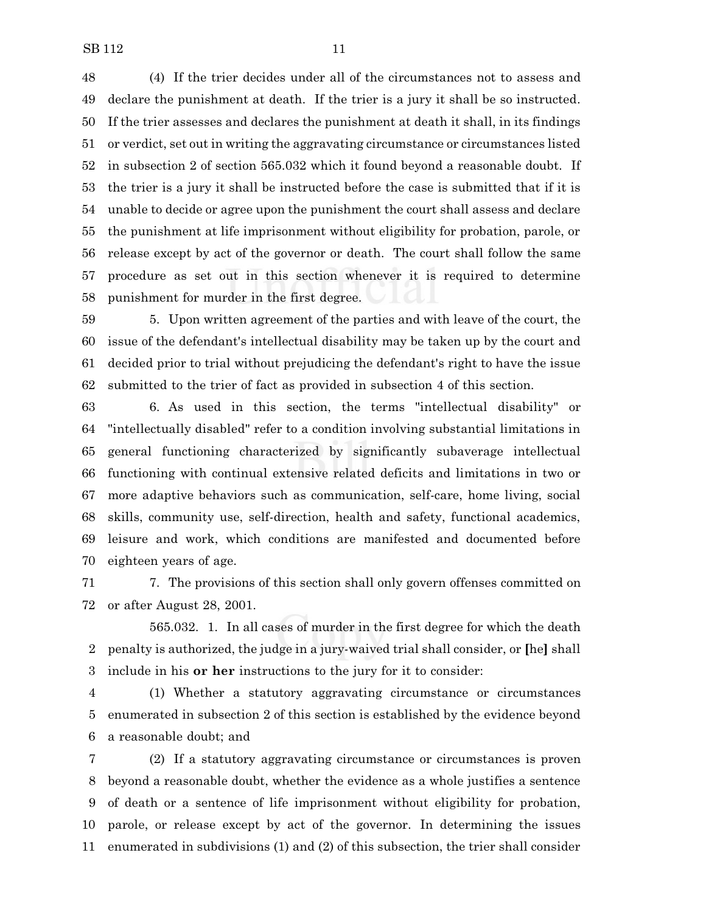(4) If the trier decides under all of the circumstances not to assess and declare the punishment at death. If the trier is a jury it shall be so instructed. If the trier assesses and declares the punishment at death it shall, in its findings or verdict, set out in writing the aggravating circumstance or circumstances listed in subsection 2 of section 565.032 which it found beyond a reasonable doubt. If the trier is a jury it shall be instructed before the case is submitted that if it is unable to decide or agree upon the punishment the court shall assess and declare the punishment at life imprisonment without eligibility for probation, parole, or release except by act of the governor or death. The court shall follow the same procedure as set out in this section whenever it is required to determine punishment for murder in the first degree.

5. Upon written agreement of the parties and with leave of the court, the issue of the defendant's intellectual disability may be taken up by the court and decided prior to trial without prejudicing the defendant's right to have the issue submitted to the trier of fact as provided in subsection 4 of this section.

6. As used in this section, the terms "intellectual disability" or "intellectually disabled" refer to a condition involving substantial limitations in general functioning characterized by significantly subaverage intellectual functioning with continual extensive related deficits and limitations in two or more adaptive behaviors such as communication, self-care, home living, social skills, community use, self-direction, health and safety, functional academics, leisure and work, which conditions are manifested and documented before eighteen years of age.

7. The provisions of this section shall only govern offenses committed on or after August 28, 2001.

565.032. 1. In all cases of murder in the first degree for which the death penalty is authorized, the judge in a jury-waived trial shall consider, or [he] shall include in his **or her** instructions to the jury for it to consider:

(1) Whether a statutory aggravating circumstance or circumstances enumerated in subsection 2 of this section is established by the evidence beyond a reasonable doubt; and

(2) If a statutory aggravating circumstance or circumstances is proven beyond a reasonable doubt, whether the evidence as a whole justifies a sentence of death or a sentence of life imprisonment without eligibility for probation, parole, or release except by act of the governor. In determining the issues enumerated in subdivisions (1) and (2) of this subsection, the trier shall consider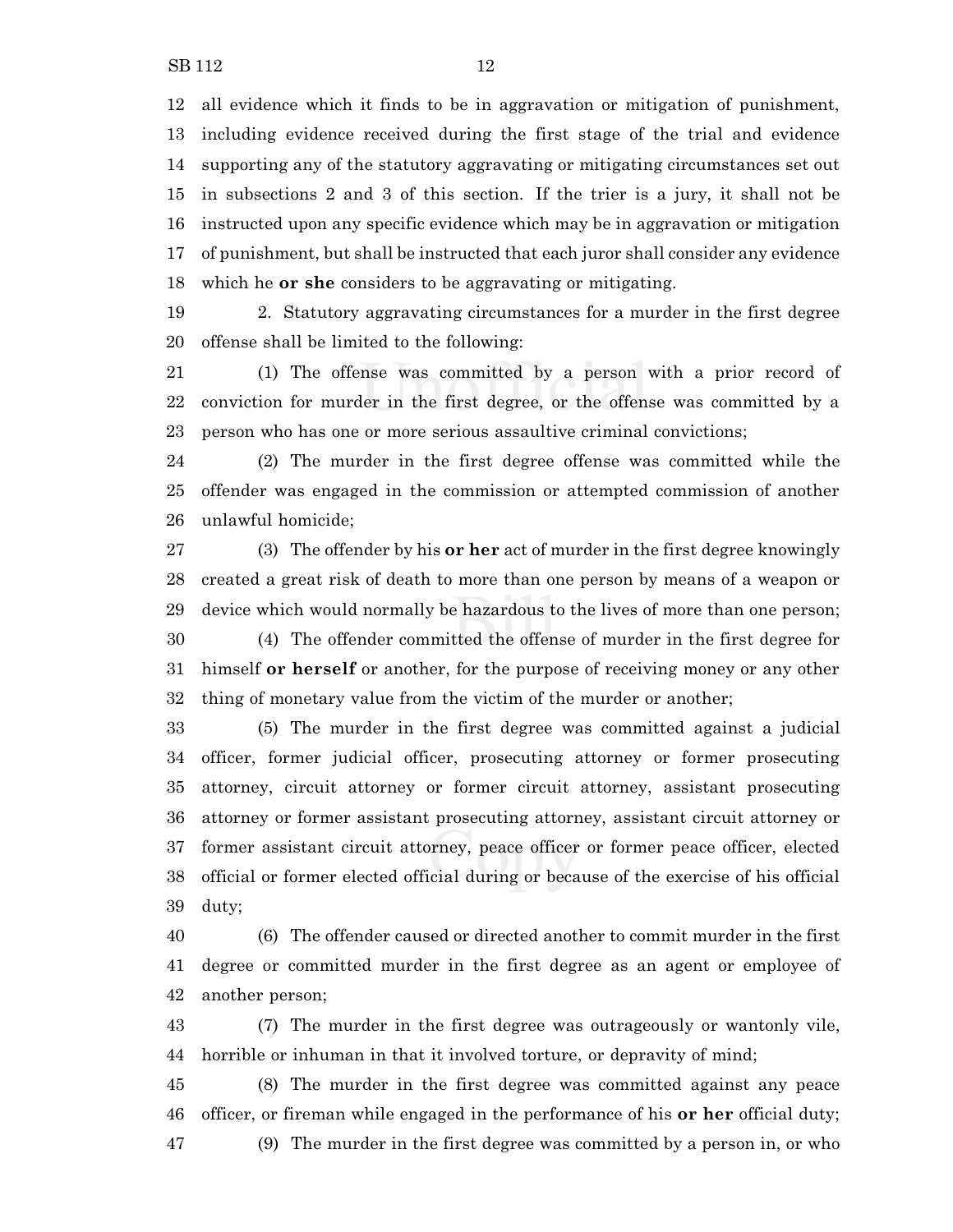all evidence which it finds to be in aggravation or mitigation of punishment, including evidence received during the first stage of the trial and evidence supporting any of the statutory aggravating or mitigating circumstances set out in subsections 2 and 3 of this section. If the trier is a jury, it shall not be instructed upon any specific evidence which may be in aggravation or mitigation of punishment, but shall be instructed that each juror shall consider any evidence which he **or she** considers to be aggravating or mitigating.

2. Statutory aggravating circumstances for a murder in the first degree offense shall be limited to the following:

(1) The offense was committed by a person with a prior record of conviction for murder in the first degree, or the offense was committed by a person who has one or more serious assaultive criminal convictions;

(2) The murder in the first degree offense was committed while the offender was engaged in the commission or attempted commission of another unlawful homicide;

(3) The offender by his **or her** act of murder in the first degree knowingly created a great risk of death to more than one person by means of a weapon or device which would normally be hazardous to the lives of more than one person;

(4) The offender committed the offense of murder in the first degree for himself **or herself** or another, for the purpose of receiving money or any other thing of monetary value from the victim of the murder or another;

(5) The murder in the first degree was committed against a judicial officer, former judicial officer, prosecuting attorney or former prosecuting attorney, circuit attorney or former circuit attorney, assistant prosecuting attorney or former assistant prosecuting attorney, assistant circuit attorney or former assistant circuit attorney, peace officer or former peace officer, elected official or former elected official during or because of the exercise of his official duty;

(6) The offender caused or directed another to commit murder in the first degree or committed murder in the first degree as an agent or employee of another person;

(7) The murder in the first degree was outrageously or wantonly vile, horrible or inhuman in that it involved torture, or depravity of mind;

(8) The murder in the first degree was committed against any peace officer, or fireman while engaged in the performance of his **or her** official duty;

(9) The murder in the first degree was committed by a person in, or who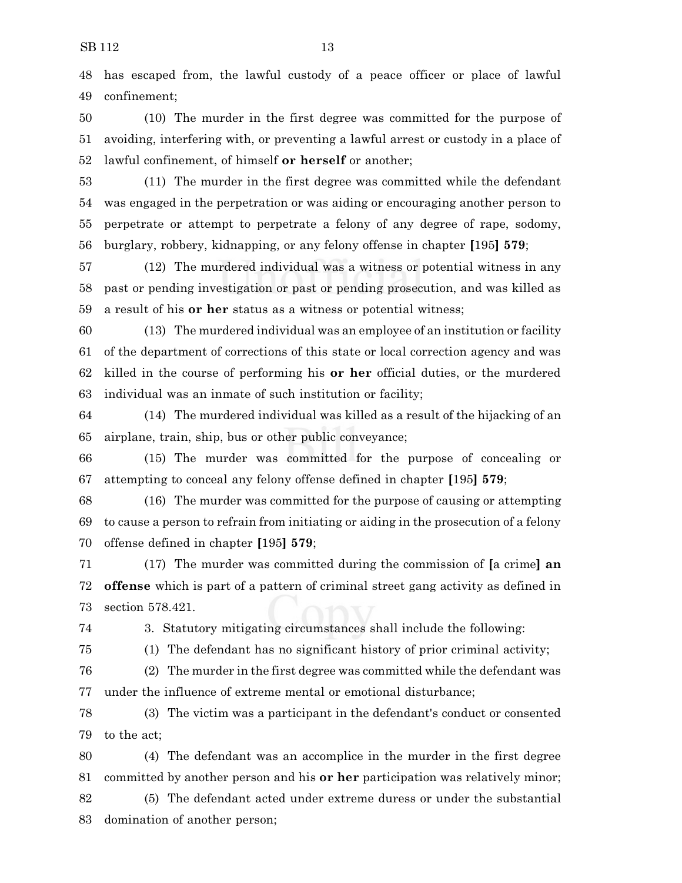has escaped from, the lawful custody of a peace officer or place of lawful confinement;

(10) The murder in the first degree was committed for the purpose of avoiding, interfering with, or preventing a lawful arrest or custody in a place of lawful confinement, of himself **or herself** or another;

(11) The murder in the first degree was committed while the defendant was engaged in the perpetration or was aiding or encouraging another person to perpetrate or attempt to perpetrate a felony of any degree of rape, sodomy, burglary, robbery, kidnapping, or any felony offense in chapter **[**195**] 579**;

(12) The murdered individual was a witness or potential witness in any past or pending investigation or past or pending prosecution, and was killed as a result of his **or her** status as a witness or potential witness;

(13) The murdered individual was an employee of an institution or facility of the department of corrections of this state or local correction agency and was killed in the course of performing his **or her** official duties, or the murdered individual was an inmate of such institution or facility;

(14) The murdered individual was killed as a result of the hijacking of an airplane, train, ship, bus or other public conveyance;

(15) The murder was committed for the purpose of concealing or attempting to conceal any felony offense defined in chapter **[**195**] 579**;

(16) The murder was committed for the purpose of causing or attempting to cause a person to refrain from initiating or aiding in the prosecution of a felony offense defined in chapter **[**195**] 579**;

(17) The murder was committed during the commission of **[**a crime**] an offense** which is part of a pattern of criminal street gang activity as defined in section 578.421.

3. Statutory mitigating circumstances shall include the following:

(1) The defendant has no significant history of prior criminal activity;

(2) The murder in the first degree was committed while the defendant was under the influence of extreme mental or emotional disturbance;

(3) The victim was a participant in the defendant's conduct or consented to the act;

(4) The defendant was an accomplice in the murder in the first degree committed by another person and his **or her** participation was relatively minor;

(5) The defendant acted under extreme duress or under the substantial domination of another person;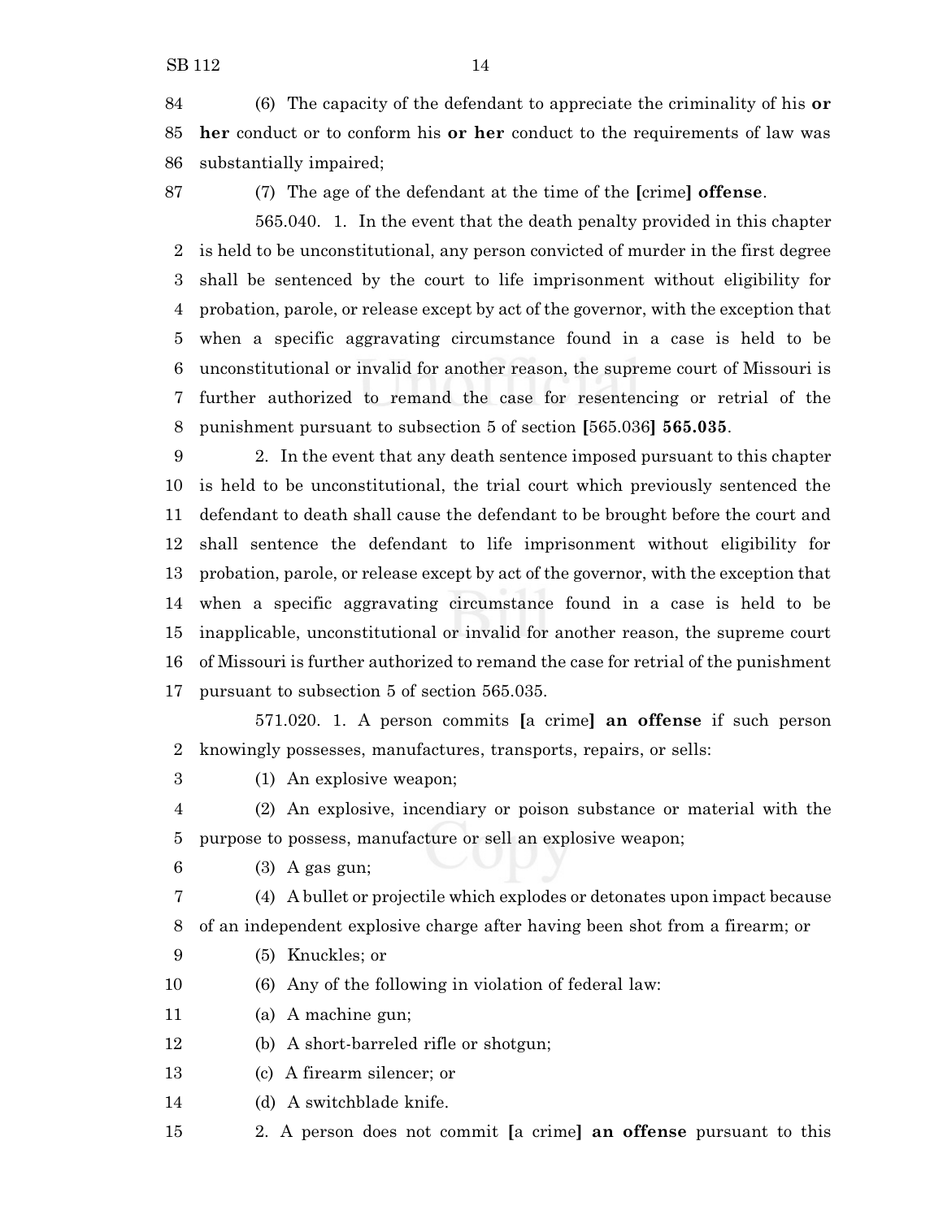(6) The capacity of the defendant to appreciate the criminality of his **or her** conduct or to conform his **or her** conduct to the requirements of law was substantially impaired;

(7) The age of the defendant at the time of the **[**crime**] offense**.

565.040. 1. In the event that the death penalty provided in this chapter is held to be unconstitutional, any person convicted of murder in the first degree shall be sentenced by the court to life imprisonment without eligibility for probation, parole, or release except by act of the governor, with the exception that when a specific aggravating circumstance found in a case is held to be unconstitutional or invalid for another reason, the supreme court of Missouri is further authorized to remand the case for resentencing or retrial of the punishment pursuant to subsection 5 of section **[**565.036**] 565.035**.

2. In the event that any death sentence imposed pursuant to this chapter is held to be unconstitutional, the trial court which previously sentenced the defendant to death shall cause the defendant to be brought before the court and shall sentence the defendant to life imprisonment without eligibility for probation, parole, or release except by act of the governor, with the exception that when a specific aggravating circumstance found in a case is held to be inapplicable, unconstitutional or invalid for another reason, the supreme court of Missouri is further authorized to remand the case for retrial of the punishment pursuant to subsection 5 of section 565.035.

571.020. 1. A person commits **[**a crime**] an offense** if such person knowingly possesses, manufactures, transports, repairs, or sells:

(1) An explosive weapon;

(2) An explosive, incendiary or poison substance or material with the purpose to possess, manufacture or sell an explosive weapon;

(3) A gas gun;

(4) A bullet or projectile which explodes or detonates upon impact because of an independent explosive charge after having been shot from a firearm; or

(5) Knuckles; or

(6) Any of the following in violation of federal law:

(a) A machine gun;

(b) A short-barreled rifle or shotgun;

(c) A firearm silencer; or

(d) A switchblade knife.

2. A person does not commit **[**a crime**] an offense** pursuant to this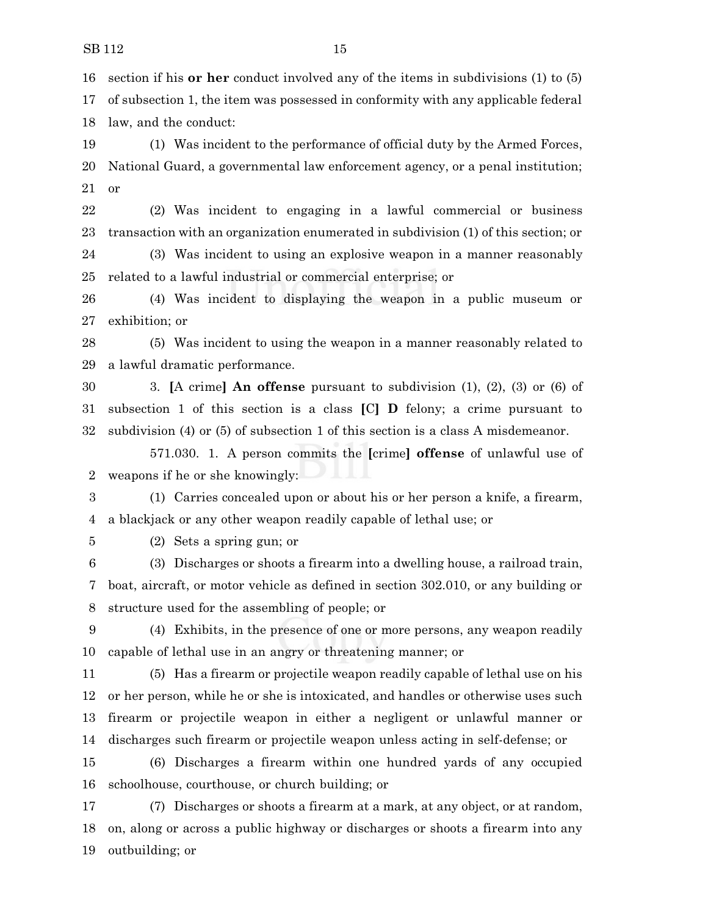section if his **or her** conduct involved any of the items in subdivisions (1) to (5) of subsection 1, the item was possessed in conformity with any applicable federal law, and the conduct:

(1) Was incident to the performance of official duty by the Armed Forces, National Guard, a governmental law enforcement agency, or a penal institution; or

(2) Was incident to engaging in a lawful commercial or business transaction with an organization enumerated in subdivision (1) of this section; or

(3) Was incident to using an explosive weapon in a manner reasonably related to a lawful industrial or commercial enterprise; or

(4) Was incident to displaying the weapon in a public museum or exhibition; or

(5) Was incident to using the weapon in a manner reasonably related to a lawful dramatic performance.

3. **[**A crime**] An offense** pursuant to subdivision (1), (2), (3) or (6) of subsection 1 of this section is a class **[**C**] D** felony; a crime pursuant to subdivision (4) or (5) of subsection 1 of this section is a class A misdemeanor.

571.030. 1. A person commits the **[**crime**] offense** of unlawful use of weapons if he or she knowingly:

(1) Carries concealed upon or about his or her person a knife, a firearm, a blackjack or any other weapon readily capable of lethal use; or

(2) Sets a spring gun; or

(3) Discharges or shoots a firearm into a dwelling house, a railroad train, boat, aircraft, or motor vehicle as defined in section 302.010, or any building or structure used for the assembling of people; or

(4) Exhibits, in the presence of one or more persons, any weapon readily capable of lethal use in an angry or threatening manner; or

(5) Has a firearm or projectile weapon readily capable of lethal use on his or her person, while he or she is intoxicated, and handles or otherwise uses such firearm or projectile weapon in either a negligent or unlawful manner or discharges such firearm or projectile weapon unless acting in self-defense; or

(6) Discharges a firearm within one hundred yards of any occupied schoolhouse, courthouse, or church building; or

(7) Discharges or shoots a firearm at a mark, at any object, or at random, on, along or across a public highway or discharges or shoots a firearm into any outbuilding; or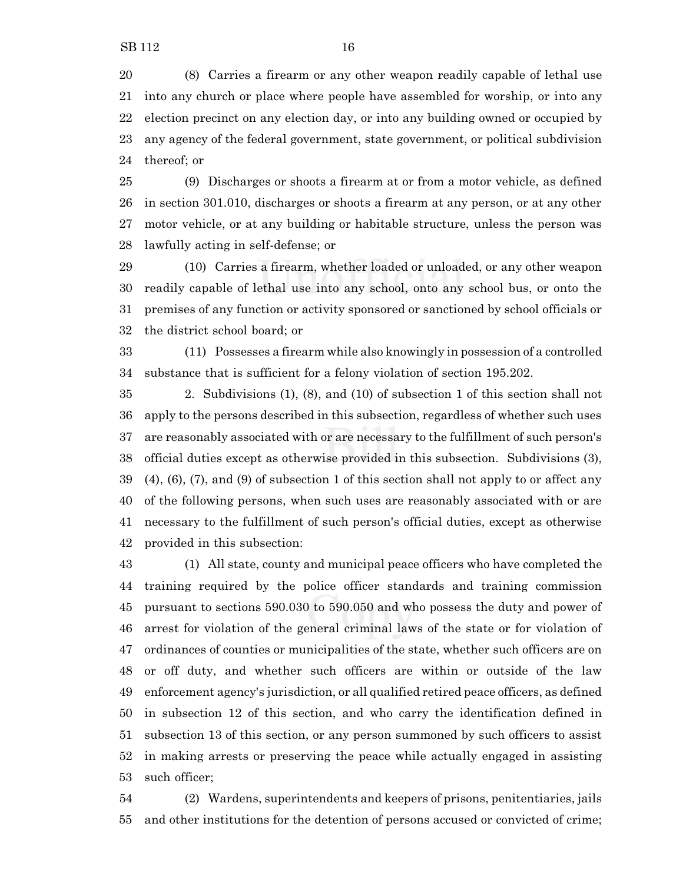(8) Carries a firearm or any other weapon readily capable of lethal use into any church or place where people have assembled for worship, or into any election precinct on any election day, or into any building owned or occupied by any agency of the federal government, state government, or political subdivision thereof; or

(9) Discharges or shoots a firearm at or from a motor vehicle, as defined in section 301.010, discharges or shoots a firearm at any person, or at any other motor vehicle, or at any building or habitable structure, unless the person was lawfully acting in self-defense; or

(10) Carries a firearm, whether loaded or unloaded, or any other weapon readily capable of lethal use into any school, onto any school bus, or onto the premises of any function or activity sponsored or sanctioned by school officials or the district school board; or

(11) Possesses a firearm while also knowingly in possession of a controlled substance that is sufficient for a felony violation of section 195.202.

2. Subdivisions (1), (8), and (10) of subsection 1 of this section shall not apply to the persons described in this subsection, regardless of whether such uses are reasonably associated with or are necessary to the fulfillment of such person's official duties except as otherwise provided in this subsection. Subdivisions (3), (4), (6), (7), and (9) of subsection 1 of this section shall not apply to or affect any of the following persons, when such uses are reasonably associated with or are necessary to the fulfillment of such person's official duties, except as otherwise provided in this subsection:

(1) All state, county and municipal peace officers who have completed the training required by the police officer standards and training commission pursuant to sections 590.030 to 590.050 and who possess the duty and power of arrest for violation of the general criminal laws of the state or for violation of ordinances of counties or municipalities of the state, whether such officers are on or off duty, and whether such officers are within or outside of the law enforcement agency's jurisdiction, or all qualified retired peace officers, as defined in subsection 12 of this section, and who carry the identification defined in subsection 13 of this section, or any person summoned by such officers to assist in making arrests or preserving the peace while actually engaged in assisting such officer;

(2) Wardens, superintendents and keepers of prisons, penitentiaries, jails and other institutions for the detention of persons accused or convicted of crime;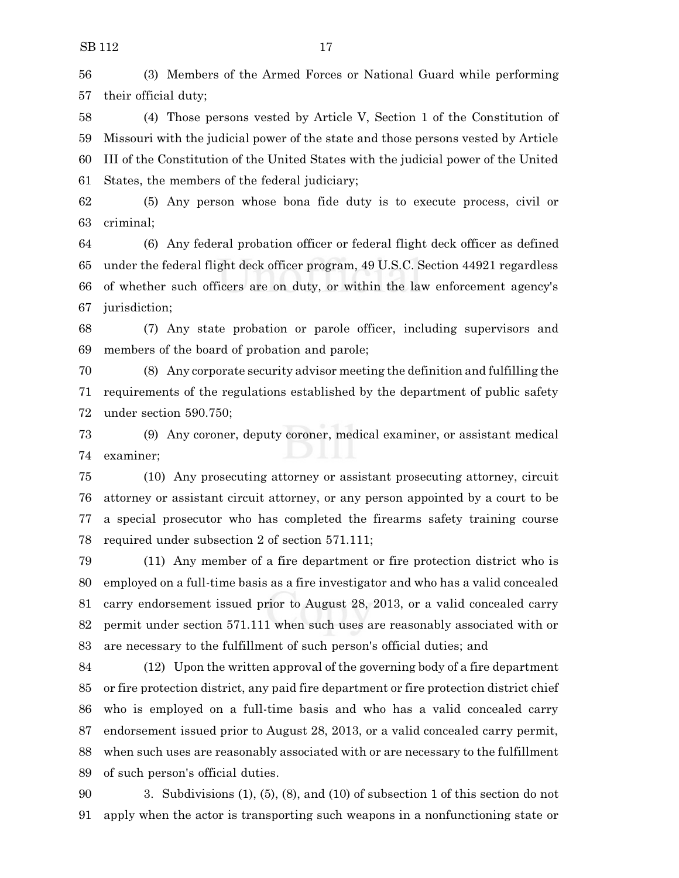(3) Members of the Armed Forces or National Guard while performing their official duty;

(4) Those persons vested by Article V, Section 1 of the Constitution of Missouri with the judicial power of the state and those persons vested by Article III of the Constitution of the United States with the judicial power of the United States, the members of the federal judiciary;

(5) Any person whose bona fide duty is to execute process, civil or criminal;

(6) Any federal probation officer or federal flight deck officer as defined under the federal flight deck officer program, 49 U.S.C. Section 44921 regardless of whether such officers are on duty, or within the law enforcement agency's jurisdiction;

(7) Any state probation or parole officer, including supervisors and members of the board of probation and parole;

(8) Any corporate security advisor meeting the definition and fulfilling the requirements of the regulations established by the department of public safety under section 590.750;

(9) Any coroner, deputy coroner, medical examiner, or assistant medical examiner;

(10) Any prosecuting attorney or assistant prosecuting attorney, circuit attorney or assistant circuit attorney, or any person appointed by a court to be a special prosecutor who has completed the firearms safety training course required under subsection 2 of section 571.111;

(11) Any member of a fire department or fire protection district who is employed on a full-time basis as a fire investigator and who has a valid concealed carry endorsement issued prior to August 28, 2013, or a valid concealed carry permit under section 571.111 when such uses are reasonably associated with or are necessary to the fulfillment of such person's official duties; and

(12) Upon the written approval of the governing body of a fire department or fire protection district, any paid fire department or fire protection district chief who is employed on a full-time basis and who has a valid concealed carry endorsement issued prior to August 28, 2013, or a valid concealed carry permit, when such uses are reasonably associated with or are necessary to the fulfillment of such person's official duties.

3. Subdivisions (1), (5), (8), and (10) of subsection 1 of this section do not apply when the actor is transporting such weapons in a nonfunctioning state or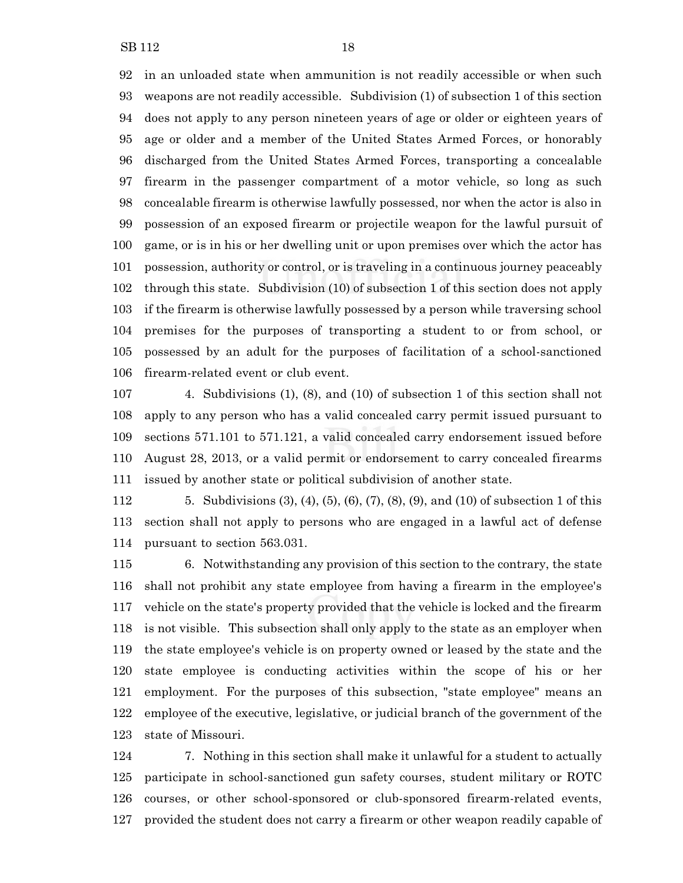in an unloaded state when ammunition is not readily accessible or when such weapons are not readily accessible. Subdivision (1) of subsection 1 of this section does not apply to any person nineteen years of age or older or eighteen years of age or older and a member of the United States Armed Forces, or honorably discharged from the United States Armed Forces, transporting a concealable firearm in the passenger compartment of a motor vehicle, so long as such concealable firearm is otherwise lawfully possessed, nor when the actor is also in possession of an exposed firearm or projectile weapon for the lawful pursuit of game, or is in his or her dwelling unit or upon premises over which the actor has possession, authority or control, or is traveling in a continuous journey peaceably through this state. Subdivision (10) of subsection 1 of this section does not apply if the firearm is otherwise lawfully possessed by a person while traversing school premises for the purposes of transporting a student to or from school, or possessed by an adult for the purposes of facilitation of a school-sanctioned firearm-related event or club event.

4. Subdivisions (1), (8), and (10) of subsection 1 of this section shall not apply to any person who has a valid concealed carry permit issued pursuant to sections 571.101 to 571.121, a valid concealed carry endorsement issued before August 28, 2013, or a valid permit or endorsement to carry concealed firearms issued by another state or political subdivision of another state.

5. Subdivisions (3), (4), (5), (6), (7), (8), (9), and (10) of subsection 1 of this section shall not apply to persons who are engaged in a lawful act of defense pursuant to section 563.031.

6. Notwithstanding any provision of this section to the contrary, the state shall not prohibit any state employee from having a firearm in the employee's vehicle on the state's property provided that the vehicle is locked and the firearm is not visible. This subsection shall only apply to the state as an employer when the state employee's vehicle is on property owned or leased by the state and the state employee is conducting activities within the scope of his or her employment. For the purposes of this subsection, "state employee" means an employee of the executive, legislative, or judicial branch of the government of the state of Missouri.

7. Nothing in this section shall make it unlawful for a student to actually participate in school-sanctioned gun safety courses, student military or ROTC courses, or other school-sponsored or club-sponsored firearm-related events, provided the student does not carry a firearm or other weapon readily capable of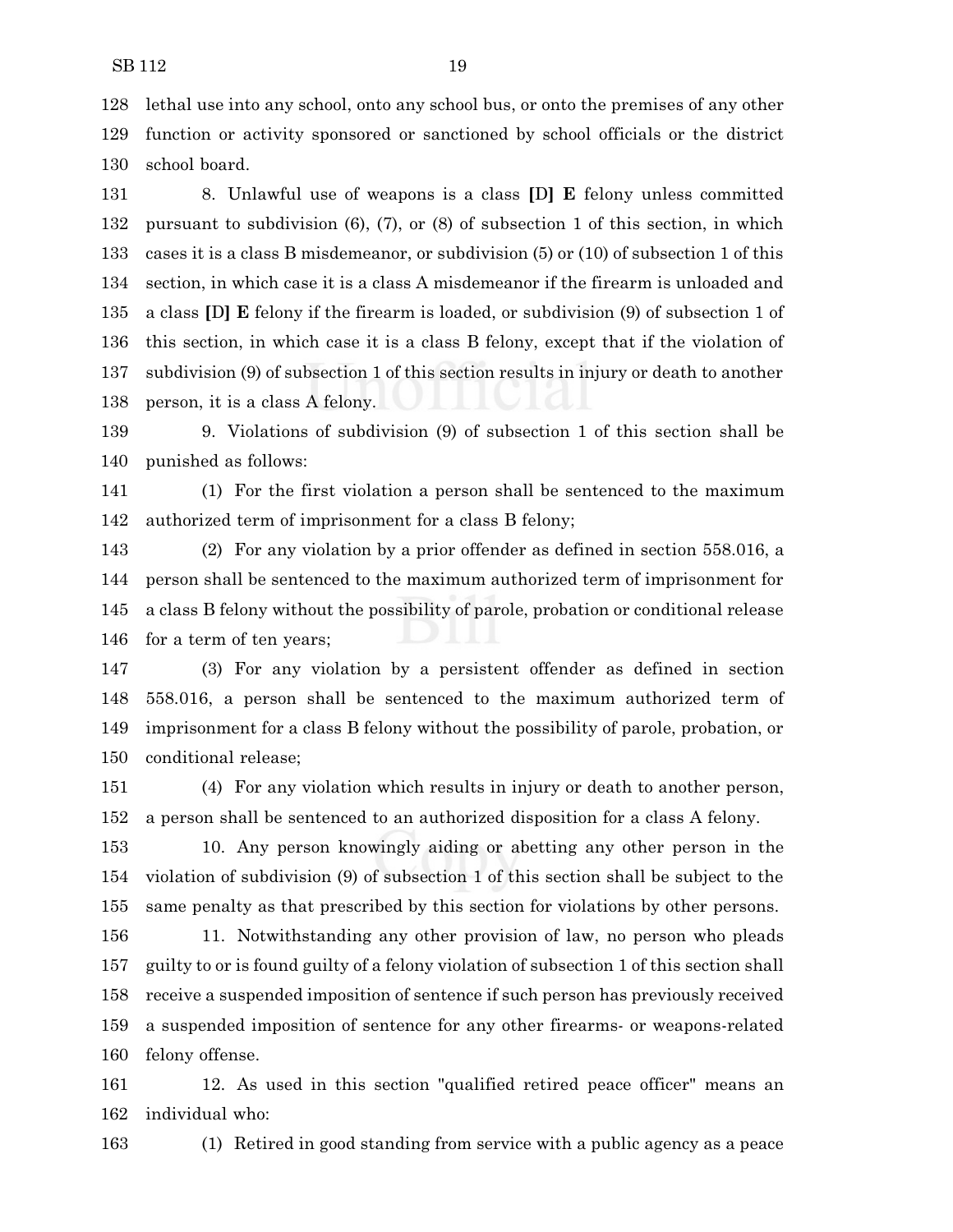lethal use into any school, onto any school bus, or onto the premises of any other function or activity sponsored or sanctioned by school officials or the district school board.

8. Unlawful use of weapons is a class **[**D**] E** felony unless committed pursuant to subdivision (6), (7), or (8) of subsection 1 of this section, in which cases it is a class B misdemeanor, or subdivision (5) or (10) of subsection 1 of this section, in which case it is a class A misdemeanor if the firearm is unloaded and a class **[**D**] E** felony if the firearm is loaded, or subdivision (9) of subsection 1 of this section, in which case it is a class B felony, except that if the violation of subdivision (9) of subsection 1 of this section results in injury or death to another person, it is a class A felony.

9. Violations of subdivision (9) of subsection 1 of this section shall be punished as follows:

(1) For the first violation a person shall be sentenced to the maximum authorized term of imprisonment for a class B felony;

(2) For any violation by a prior offender as defined in section 558.016, a person shall be sentenced to the maximum authorized term of imprisonment for a class B felony without the possibility of parole, probation or conditional release for a term of ten years;

(3) For any violation by a persistent offender as defined in section 558.016, a person shall be sentenced to the maximum authorized term of imprisonment for a class B felony without the possibility of parole, probation, or conditional release;

(4) For any violation which results in injury or death to another person, a person shall be sentenced to an authorized disposition for a class A felony.

10. Any person knowingly aiding or abetting any other person in the violation of subdivision (9) of subsection 1 of this section shall be subject to the same penalty as that prescribed by this section for violations by other persons.

11. Notwithstanding any other provision of law, no person who pleads guilty to or is found guilty of a felony violation of subsection 1 of this section shall receive a suspended imposition of sentence if such person has previously received a suspended imposition of sentence for any other firearms- or weapons-related felony offense.

12. As used in this section "qualified retired peace officer" means an individual who:

(1) Retired in good standing from service with a public agency as a peace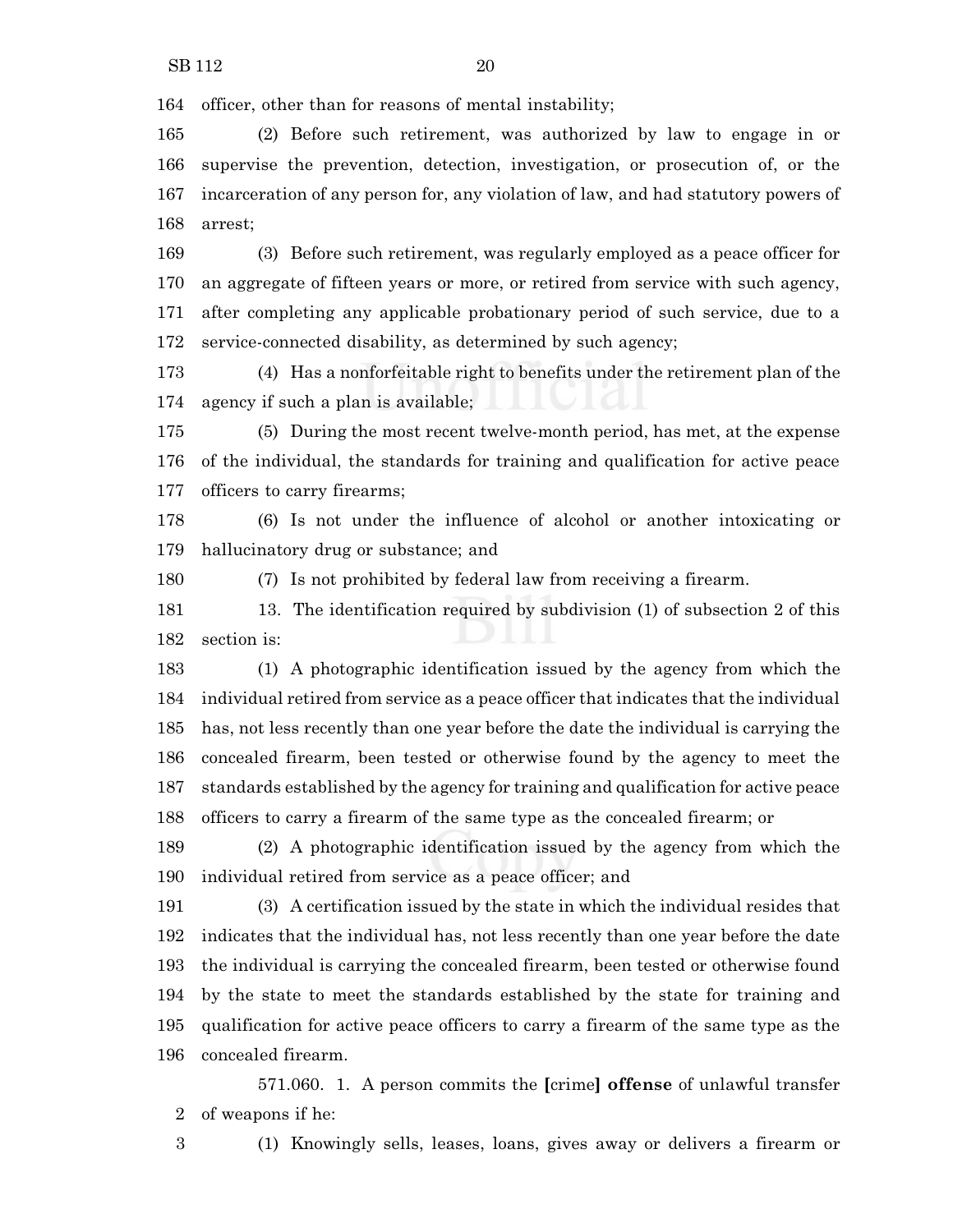officer, other than for reasons of mental instability;

(2) Before such retirement, was authorized by law to engage in or supervise the prevention, detection, investigation, or prosecution of, or the incarceration of any person for, any violation of law, and had statutory powers of arrest;

(3) Before such retirement, was regularly employed as a peace officer for an aggregate of fifteen years or more, or retired from service with such agency, after completing any applicable probationary period of such service, due to a service-connected disability, as determined by such agency;

(4) Has a nonforfeitable right to benefits under the retirement plan of the agency if such a plan is available;

(5) During the most recent twelve-month period, has met, at the expense of the individual, the standards for training and qualification for active peace officers to carry firearms;

(6) Is not under the influence of alcohol or another intoxicating or hallucinatory drug or substance; and

(7) Is not prohibited by federal law from receiving a firearm.

13. The identification required by subdivision (1) of subsection 2 of this section is:

(1) A photographic identification issued by the agency from which the individual retired from service as a peace officer that indicates that the individual has, not less recently than one year before the date the individual is carrying the concealed firearm, been tested or otherwise found by the agency to meet the standards established by the agency for training and qualification for active peace officers to carry a firearm of the same type as the concealed firearm; or

(2) A photographic identification issued by the agency from which the individual retired from service as a peace officer; and

(3) A certification issued by the state in which the individual resides that indicates that the individual has, not less recently than one year before the date the individual is carrying the concealed firearm, been tested or otherwise found by the state to meet the standards established by the state for training and qualification for active peace officers to carry a firearm of the same type as the concealed firearm.

571.060. 1. A person commits the [crime] **offense** of unlawful transfer of weapons if he:

(1) Knowingly sells, leases, loans, gives away or delivers a firearm or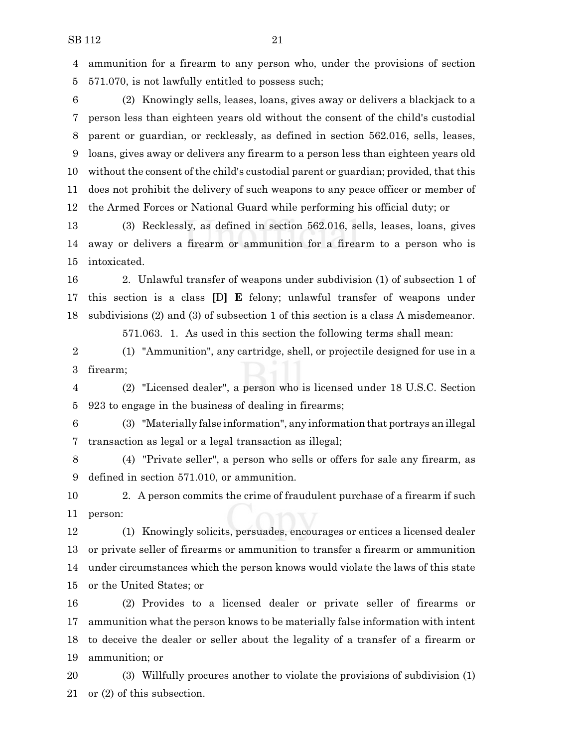ammunition for a firearm to any person who, under the provisions of section 571.070, is not lawfully entitled to possess such;

(2) Knowingly sells, leases, loans, gives away or delivers a blackjack to a person less than eighteen years old without the consent of the child's custodial parent or guardian, or recklessly, as defined in section 562.016, sells, leases, loans, gives away or delivers any firearm to a person less than eighteen years old without the consent of the child's custodial parent or guardian; provided, that this does not prohibit the delivery of such weapons to any peace officer or member of the Armed Forces or National Guard while performing his official duty; or

(3) Recklessly, as defined in section 562.016, sells, leases, loans, gives away or delivers a firearm or ammunition for a firearm to a person who is intoxicated.

2. Unlawful transfer of weapons under subdivision (1) of subsection 1 of this section is a class **[**D**]** **E** felony; unlawful transfer of weapons under subdivisions (2) and (3) of subsection 1 of this section is a class A misdemeanor.

571.063. 1. As used in this section the following terms shall mean:

(1) "Ammunition", any cartridge, shell, or projectile designed for use in a firearm;

(2) "Licensed dealer", a person who is licensed under 18 U.S.C. Section 923 to engage in the business of dealing in firearms;

(3) "Materially false information", any information that portrays an illegal transaction as legal or a legal transaction as illegal;

(4) "Private seller", a person who sells or offers for sale any firearm, as defined in section 571.010, or ammunition.

2. A person commits the crime of fraudulent purchase of a firearm if such person:

(1) Knowingly solicits, persuades, encourages or entices a licensed dealer or private seller of firearms or ammunition to transfer a firearm or ammunition under circumstances which the person knows would violate the laws of this state or the United States; or

(2) Provides to a licensed dealer or private seller of firearms or ammunition what the person knows to be materially false information with intent to deceive the dealer or seller about the legality of a transfer of a firearm or ammunition; or

(3) Willfully procures another to violate the provisions of subdivision (1) or (2) of this subsection.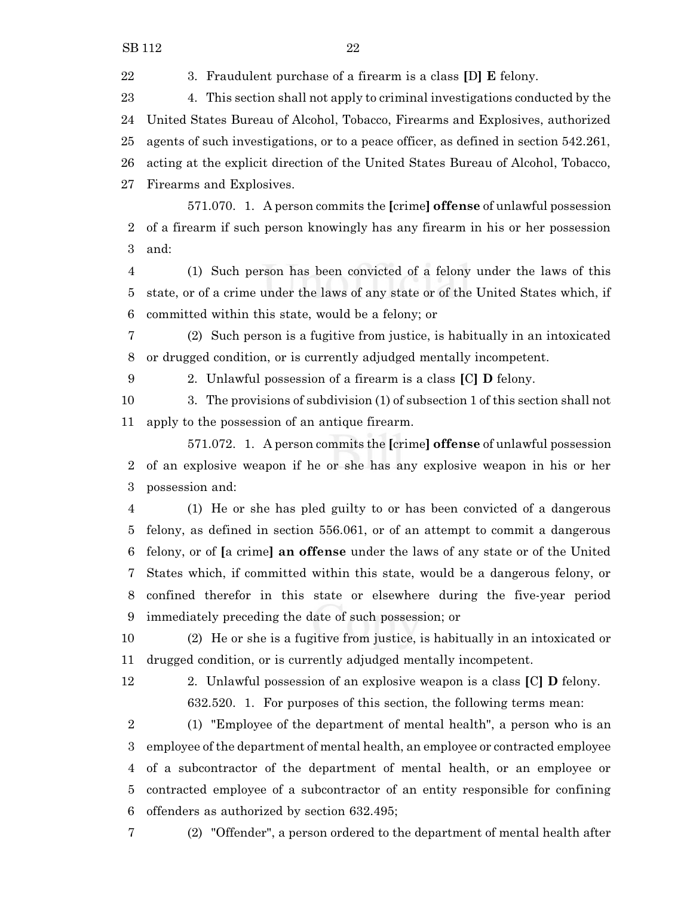3. Fraudulent purchase of a firearm is a class [D] **E** felony.

4. This section shall not apply to criminal investigations conducted by the United States Bureau of Alcohol, Tobacco, Firearms and Explosives, authorized agents of such investigations, or to a peace officer, as defined in section 542.261, acting at the explicit direction of the United States Bureau of Alcohol, Tobacco, Firearms and Explosives.

571.070. 1. A person commits the **[**crime**] offense** of unlawful possession of a firearm if such person knowingly has any firearm in his or her possession and:

(1) Such person has been convicted of a felony under the laws of this state, or of a crime under the laws of any state or of the United States which, if committed within this state, would be a felony; or

(2) Such person is a fugitive from justice, is habitually in an intoxicated or drugged condition, or is currently adjudged mentally incompetent.

2. Unlawful possession of a firearm is a class **[**C**] D** felony.

3. The provisions of subdivision (1) of subsection 1 of this section shall not apply to the possession of an antique firearm.

571.072. 1. A person commits the **[**crime**] offense** of unlawful possession of an explosive weapon if he or she has any explosive weapon in his or her possession and:

(1) He or she has pled guilty to or has been convicted of a dangerous felony, as defined in section 556.061, or of an attempt to commit a dangerous felony, or of **[**a crime**] an offense** under the laws of any state or of the United States which, if committed within this state, would be a dangerous felony, or confined therefor in this state or elsewhere during the five-year period immediately preceding the date of such possession; or

(2) He or she is a fugitive from justice, is habitually in an intoxicated or drugged condition, or is currently adjudged mentally incompetent.

2. Unlawful possession of an explosive weapon is a class **[**C**] D** felony.

632.520. 1. For purposes of this section, the following terms mean:

(1) "Employee of the department of mental health", a person who is an employee of the department of mental health, an employee or contracted employee of a subcontractor of the department of mental health, or an employee or contracted employee of a subcontractor of an entity responsible for confining offenders as authorized by section 632.495;

(2) "Offender", a person ordered to the department of mental health after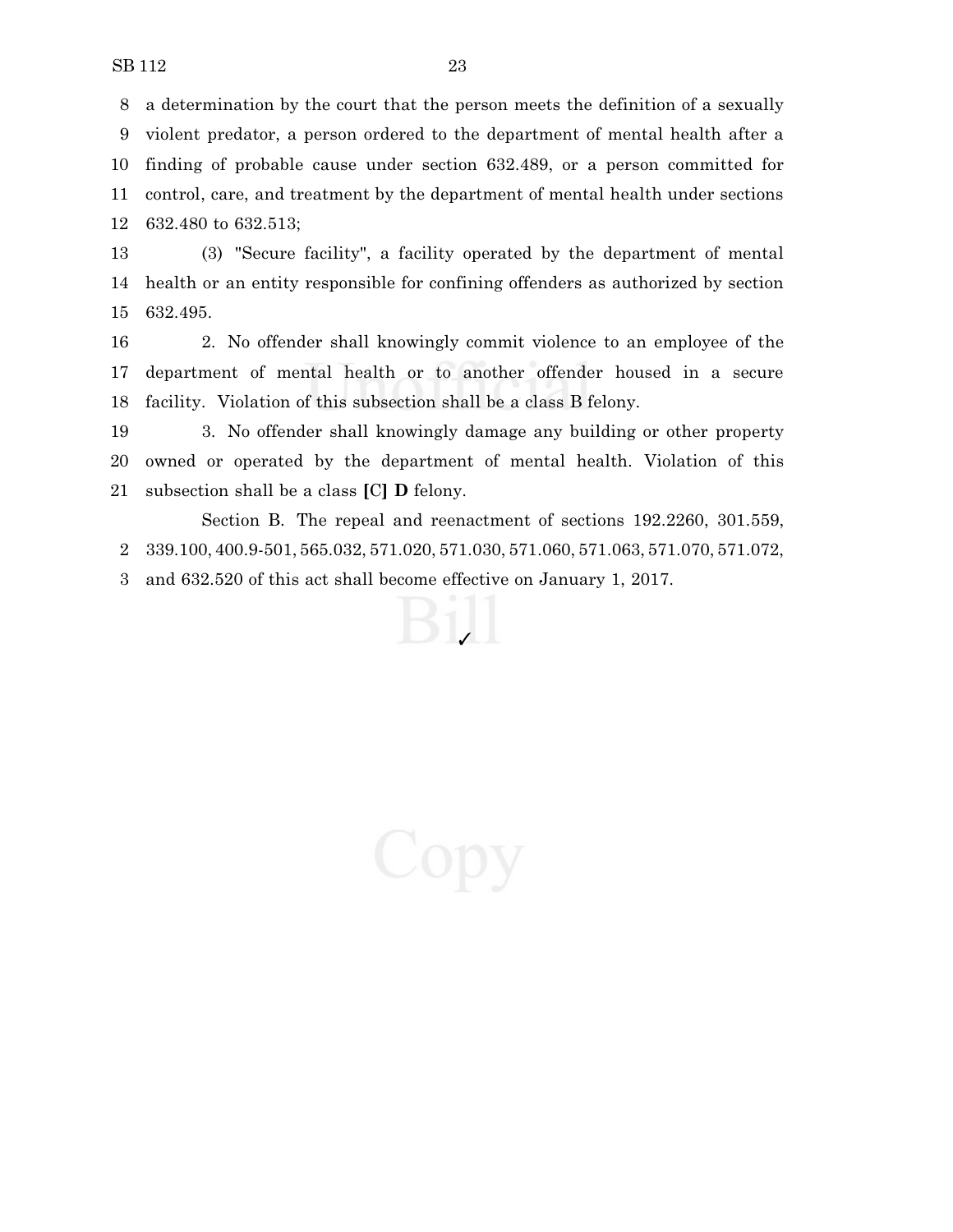8 a determination by the court that the person meets the definition of a sexually
9 violent predator, a person ordered to the department of mental health after a
10 finding of probable cause under section 632.489, or a person committed for
11 control, care, and treatment by the department of mental health under sections
12 632.480 to 632.513;

13 (3) "Secure facility", a facility operated by the department of mental
14 health or an entity responsible for confining offenders as authorized by section
15 632.495.

16 2. No offender shall knowingly commit violence to an employee of the
17 department of mental health or to another offender housed in a secure
18 facility. Violation of this subsection shall be a class B felony.

19 3. No offender shall knowingly damage any building or other property
20 owned or operated by the department of mental health. Violation of this
21 subsection shall be a class **[**C**] D** felony.

Section B. The repeal and reenactment of sections 192.2260, 301.559,
2 339.100, 400.9-501, 565.032, 571.020, 571.030, 571.060, 571.063, 571.070, 571.072,
3 and 632.520 of this act shall become effective on January 1, 2017.

✓